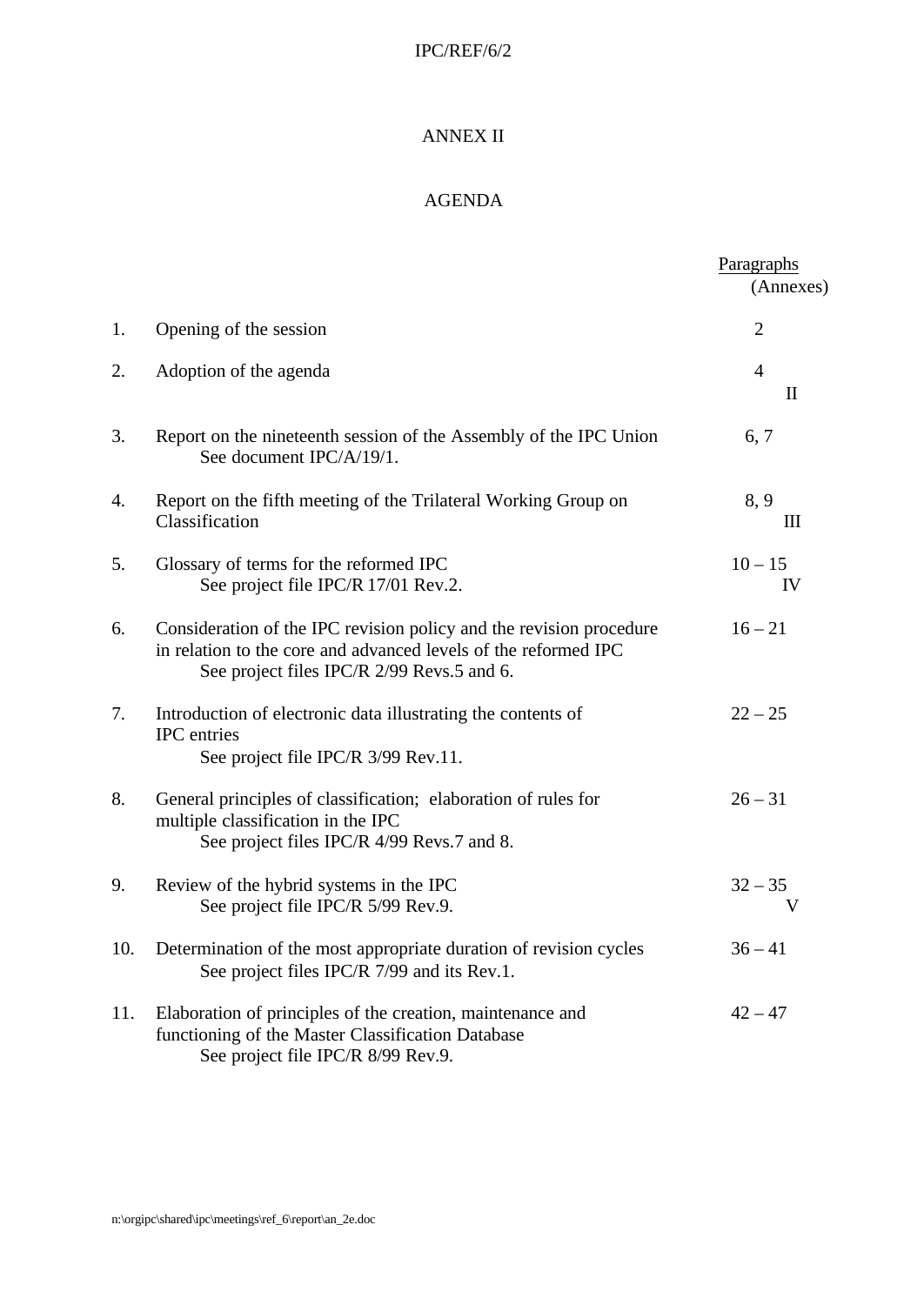# ANNEX II

## AGENDA

| | | Paragraphs (Annexes) |
|---|---|---|
| 1. | Opening of the session | 2 |
| 2. | Adoption of the agenda | 4 (II) |
| 3. | Report on the nineteenth session of the Assembly of the IPC Union<br>See document IPC/A/19/1. | 6, 7 |
| 4. | Report on the fifth meeting of the Trilateral Working Group on Classification | 8, 9 (III) |
| 5. | Glossary of terms for the reformed IPC<br>See project file IPC/R 17/01 Rev.2. | 10 – 15 (IV) |
| 6. | Consideration of the IPC revision policy and the revision procedure in relation to the core and advanced levels of the reformed IPC<br>See project files IPC/R 2/99 Revs.5 and 6. | 16 – 21 |
| 7. | Introduction of electronic data illustrating the contents of IPC entries<br>See project file IPC/R 3/99 Rev.11. | 22 – 25 |
| 8. | General principles of classification; elaboration of rules for multiple classification in the IPC<br>See project files IPC/R 4/99 Revs.7 and 8. | 26 – 31 |
| 9. | Review of the hybrid systems in the IPC<br>See project file IPC/R 5/99 Rev.9. | 32 – 35 (V) |
| 10. | Determination of the most appropriate duration of revision cycles<br>See project files IPC/R 7/99 and its Rev.1. | 36 – 41 |
| 11. | Elaboration of principles of the creation, maintenance and functioning of the Master Classification Database<br>See project file IPC/R 8/99 Rev.9. | 42 – 47 |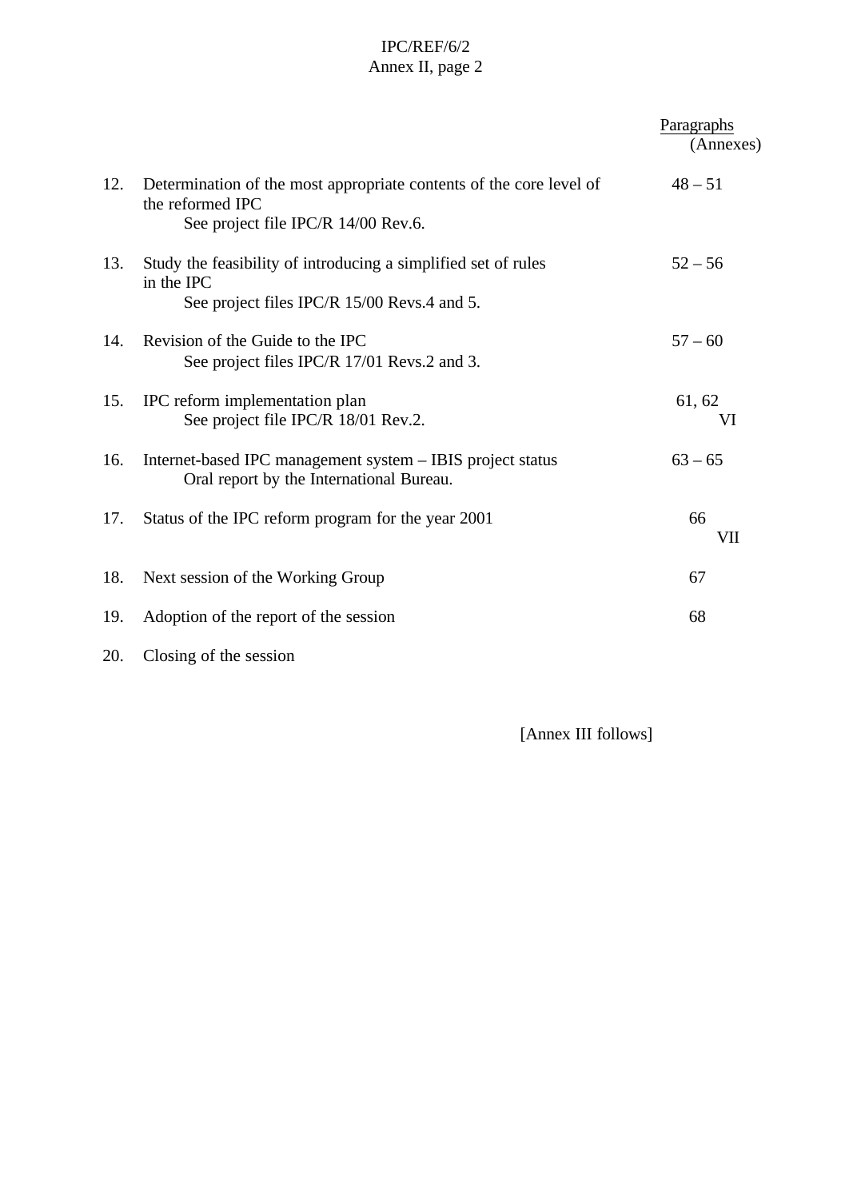| | | Paragraphs (Annexes) |
|---|---|---|
| 12. | Determination of the most appropriate contents of the core level of the reformed IPC<br>See project file IPC/R 14/00 Rev.6. | 48 – 51 |
| 13. | Study the feasibility of introducing a simplified set of rules in the IPC<br>See project files IPC/R 15/00 Revs.4 and 5. | 52 – 56 |
| 14. | Revision of the Guide to the IPC<br>See project files IPC/R 17/01 Revs.2 and 3. | 57 – 60 |
| 15. | IPC reform implementation plan<br>See project file IPC/R 18/01 Rev.2. | 61, 62<br>VI |
| 16. | Internet-based IPC management system – IBIS project status<br>Oral report by the International Bureau. | 63 – 65 |
| 17. | Status of the IPC reform program for the year 2001 | 66<br>VII |
| 18. | Next session of the Working Group | 67 |
| 19. | Adoption of the report of the session | 68 |
| 20. | Closing of the session | |

[Annex III follows]